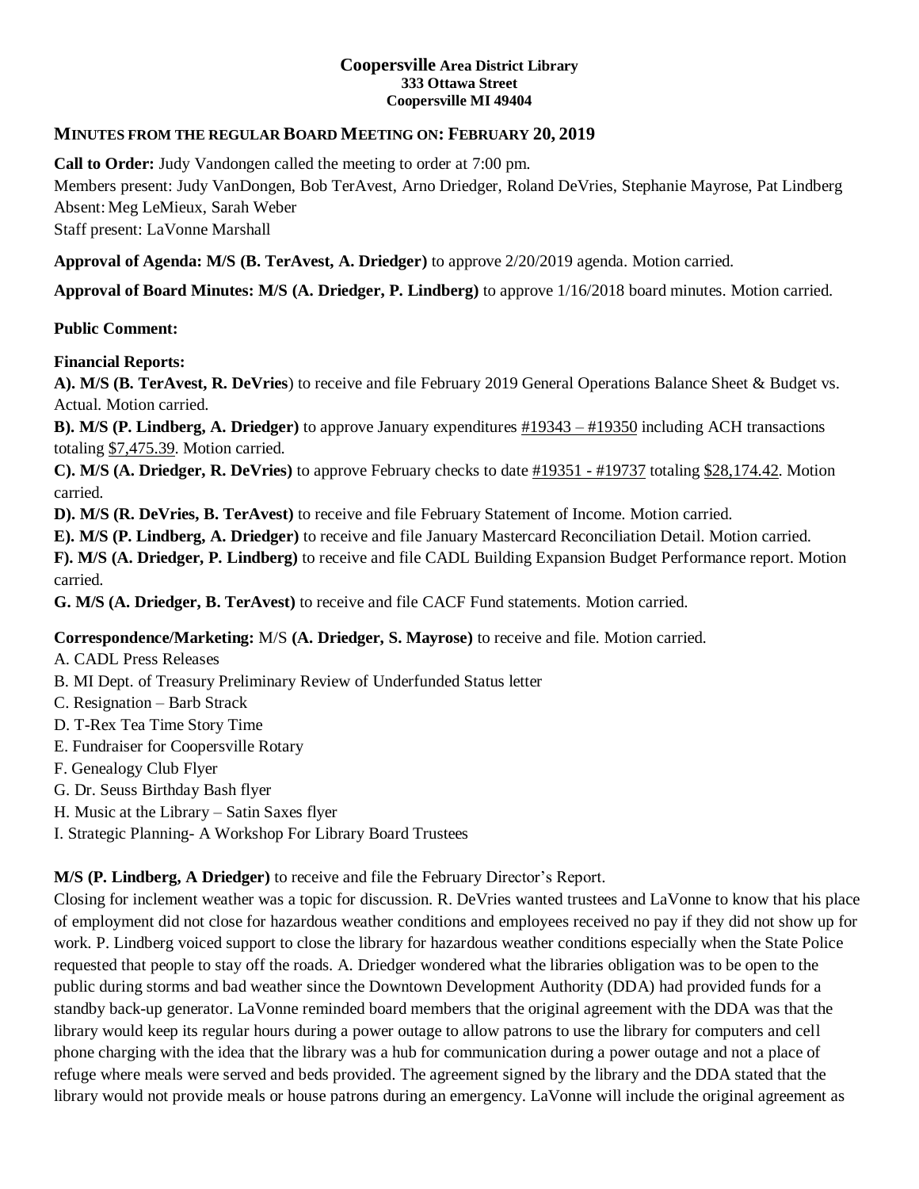**Coopersville Area District Library**
**333 Ottawa Street**
**Coopersville MI 49404**

## MINUTES FROM THE REGULAR BOARD MEETING ON: FEBRUARY 20, 2019

**Call to Order:** Judy Vandongen called the meeting to order at 7:00 pm.
Members present: Judy VanDongen, Bob TerAvest, Arno Driedger, Roland DeVries, Stephanie Mayrose, Pat Lindberg
Absent: Meg LeMieux, Sarah Weber
Staff present: LaVonne Marshall

**Approval of Agenda: M/S (B. TerAvest, A. Driedger)** to approve 2/20/2019 agenda. Motion carried.

**Approval of Board Minutes: M/S (A. Driedger, P. Lindberg)** to approve 1/16/2018 board minutes. Motion carried.

**Public Comment:**

**Financial Reports:**
**A). M/S (B. TerAvest, R. DeVries**) to receive and file February 2019 General Operations Balance Sheet & Budget vs. Actual. Motion carried.
**B). M/S (P. Lindberg, A. Driedger)** to approve January expenditures #19343 – #19350 including ACH transactions totaling $7,475.39. Motion carried.
**C). M/S (A. Driedger, R. DeVries)** to approve February checks to date #19351 - #19737 totaling $28,174.42. Motion carried.
**D). M/S (R. DeVries, B. TerAvest)** to receive and file February Statement of Income. Motion carried.
**E). M/S (P. Lindberg, A. Driedger)** to receive and file January Mastercard Reconciliation Detail. Motion carried.
**F). M/S (A. Driedger, P. Lindberg)** to receive and file CADL Building Expansion Budget Performance report. Motion carried.
**G. M/S (A. Driedger, B. TerAvest)** to receive and file CACF Fund statements. Motion carried.

**Correspondence/Marketing:** M/S **(A. Driedger, S. Mayrose)** to receive and file. Motion carried.

A. CADL Press Releases
B. MI Dept. of Treasury Preliminary Review of Underfunded Status letter
C. Resignation – Barb Strack
D. T-Rex Tea Time Story Time
E. Fundraiser for Coopersville Rotary
F. Genealogy Club Flyer
G. Dr. Seuss Birthday Bash flyer
H. Music at the Library – Satin Saxes flyer
I. Strategic Planning- A Workshop For Library Board Trustees

**M/S (P. Lindberg, A Driedger)** to receive and file the February Director's Report.
Closing for inclement weather was a topic for discussion. R. DeVries wanted trustees and LaVonne to know that his place of employment did not close for hazardous weather conditions and employees received no pay if they did not show up for work. P. Lindberg voiced support to close the library for hazardous weather conditions especially when the State Police requested that people to stay off the roads. A. Driedger wondered what the libraries obligation was to be open to the public during storms and bad weather since the Downtown Development Authority (DDA) had provided funds for a standby back-up generator. LaVonne reminded board members that the original agreement with the DDA was that the library would keep its regular hours during a power outage to allow patrons to use the library for computers and cell phone charging with the idea that the library was a hub for communication during a power outage and not a place of refuge where meals were served and beds provided. The agreement signed by the library and the DDA stated that the library would not provide meals or house patrons during an emergency. LaVonne will include the original agreement as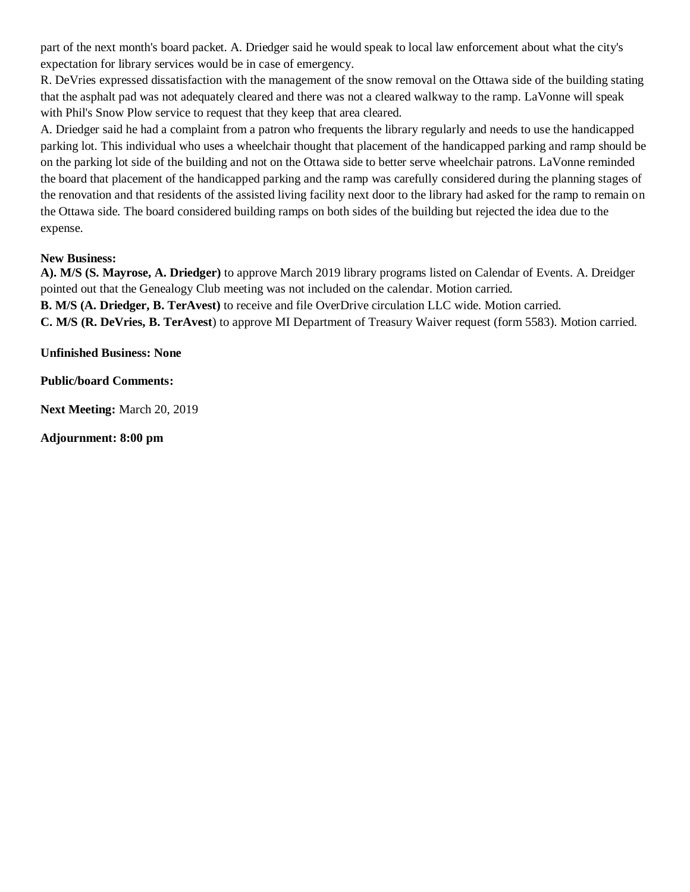part of the next month's board packet. A. Driedger said he would speak to local law enforcement about what the city's expectation for library services would be in case of emergency.

R. DeVries expressed dissatisfaction with the management of the snow removal on the Ottawa side of the building stating that the asphalt pad was not adequately cleared and there was not a cleared walkway to the ramp. LaVonne will speak with Phil's Snow Plow service to request that they keep that area cleared.

A. Driedger said he had a complaint from a patron who frequents the library regularly and needs to use the handicapped parking lot. This individual who uses a wheelchair thought that placement of the handicapped parking and ramp should be on the parking lot side of the building and not on the Ottawa side to better serve wheelchair patrons. LaVonne reminded the board that placement of the handicapped parking and the ramp was carefully considered during the planning stages of the renovation and that residents of the assisted living facility next door to the library had asked for the ramp to remain on the Ottawa side. The board considered building ramps on both sides of the building but rejected the idea due to the expense.

**New Business:**

**A). M/S (S. Mayrose, A. Driedger)** to approve March 2019 library programs listed on Calendar of Events. A. Dreidger pointed out that the Genealogy Club meeting was not included on the calendar. Motion carried.

**B. M/S (A. Driedger, B. TerAvest)** to receive and file OverDrive circulation LLC wide. Motion carried.

**C. M/S (R. DeVries, B. TerAvest**) to approve MI Department of Treasury Waiver request (form 5583). Motion carried.

**Unfinished Business: None**

**Public/board Comments:**

**Next Meeting:** March 20, 2019

**Adjournment: 8:00 pm**